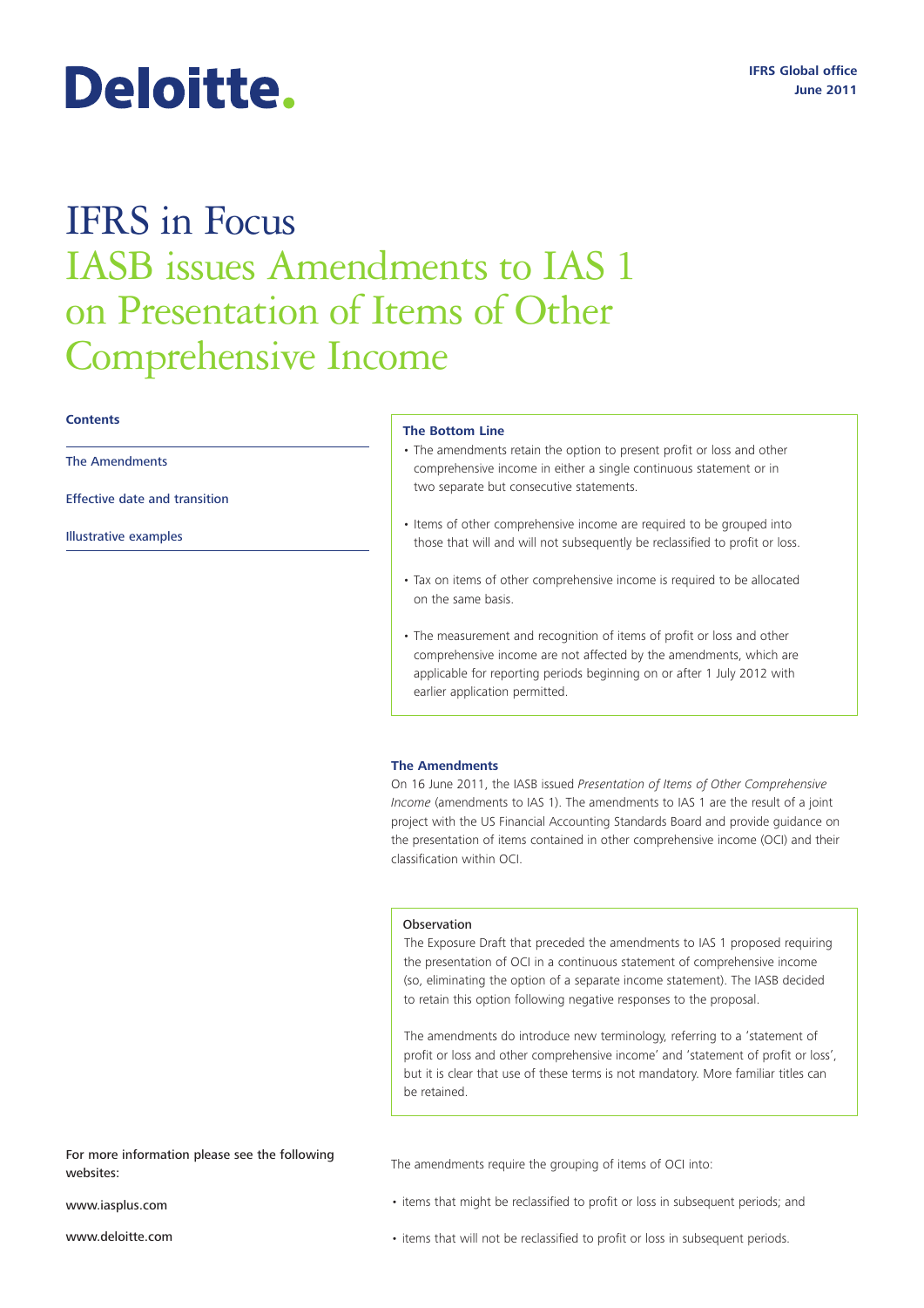Deloitte.

IFRS Global office
June 2011

# IFRS in Focus
# IASB issues Amendments to IAS 1 on Presentation of Items of Other Comprehensive Income

**Contents**

The Amendments

Effective date and transition

Illustrative examples

**The Bottom Line**

- The amendments retain the option to present profit or loss and other comprehensive income in either a single continuous statement or in two separate but consecutive statements.
- Items of other comprehensive income are required to be grouped into those that will and will not subsequently be reclassified to profit or loss.
- Tax on items of other comprehensive income is required to be allocated on the same basis.
- The measurement and recognition of items of profit or loss and other comprehensive income are not affected by the amendments, which are applicable for reporting periods beginning on or after 1 July 2012 with earlier application permitted.

## The Amendments

On 16 June 2011, the IASB issued *Presentation of Items of Other Comprehensive Income* (amendments to IAS 1). The amendments to IAS 1 are the result of a joint project with the US Financial Accounting Standards Board and provide guidance on the presentation of items contained in other comprehensive income (OCI) and their classification within OCI.

**Observation**

The Exposure Draft that preceded the amendments to IAS 1 proposed requiring the presentation of OCI in a continuous statement of comprehensive income (so, eliminating the option of a separate income statement). The IASB decided to retain this option following negative responses to the proposal.

The amendments do introduce new terminology, referring to a 'statement of profit or loss and other comprehensive income' and 'statement of profit or loss', but it is clear that use of these terms is not mandatory. More familiar titles can be retained.

The amendments require the grouping of items of OCI into:

- items that might be reclassified to profit or loss in subsequent periods; and
- items that will not be reclassified to profit or loss in subsequent periods.

For more information please see the following websites:

www.iasplus.com

www.deloitte.com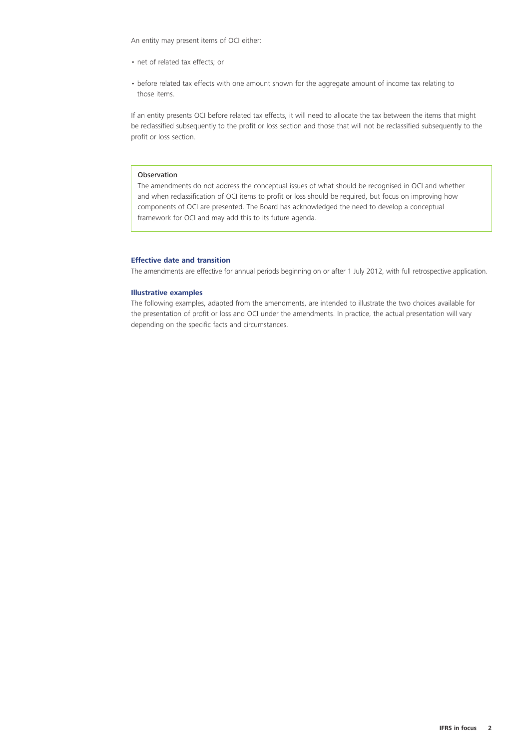An entity may present items of OCI either:

- net of related tax effects; or
- before related tax effects with one amount shown for the aggregate amount of income tax relating to those items.

If an entity presents OCI before related tax effects, it will need to allocate the tax between the items that might be reclassified subsequently to the profit or loss section and those that will not be reclassified subsequently to the profit or loss section.

> **Observation**
>
> The amendments do not address the conceptual issues of what should be recognised in OCI and whether and when reclassification of OCI items to profit or loss should be required, but focus on improving how components of OCI are presented. The Board has acknowledged the need to develop a conceptual framework for OCI and may add this to its future agenda.

### Effective date and transition

The amendments are effective for annual periods beginning on or after 1 July 2012, with full retrospective application.

### Illustrative examples

The following examples, adapted from the amendments, are intended to illustrate the two choices available for the presentation of profit or loss and OCI under the amendments. In practice, the actual presentation will vary depending on the specific facts and circumstances.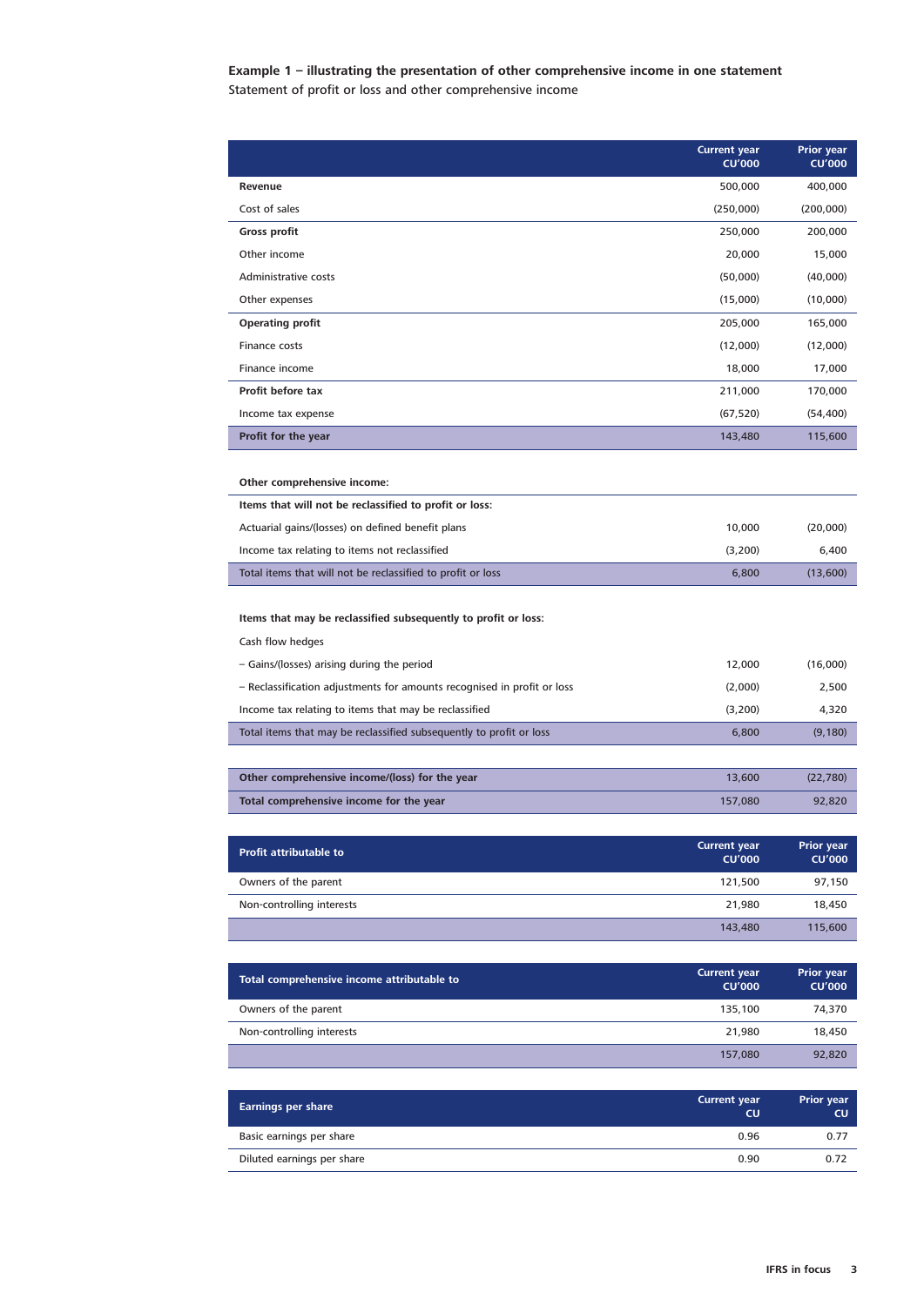**Example 1 – illustrating the presentation of other comprehensive income in one statement**

Statement of profit or loss and other comprehensive income

| | Current year CU'000 | Prior year CU'000 |
|---|---|---|
| **Revenue** | 500,000 | 400,000 |
| Cost of sales | (250,000) | (200,000) |
| **Gross profit** | 250,000 | 200,000 |
| Other income | 20,000 | 15,000 |
| Administrative costs | (50,000) | (40,000) |
| Other expenses | (15,000) | (10,000) |
| **Operating profit** | 205,000 | 165,000 |
| Finance costs | (12,000) | (12,000) |
| Finance income | 18,000 | 17,000 |
| **Profit before tax** | 211,000 | 170,000 |
| Income tax expense | (67,520) | (54,400) |
| **Profit for the year** | 143,480 | 115,600 |
| | | |
| **Other comprehensive income:** | | |
| **Items that will not be reclassified to profit or loss:** | | |
| Actuarial gains/(losses) on defined benefit plans | 10,000 | (20,000) |
| Income tax relating to items not reclassified | (3,200) | 6,400 |
| Total items that will not be reclassified to profit or loss | 6,800 | (13,600) |
| | | |
| **Items that may be reclassified subsequently to profit or loss:** | | |
| Cash flow hedges | | |
| – Gains/(losses) arising during the period | 12,000 | (16,000) |
| – Reclassification adjustments for amounts recognised in profit or loss | (2,000) | 2,500 |
| Income tax relating to items that may be reclassified | (3,200) | 4,320 |
| Total items that may be reclassified subsequently to profit or loss | 6,800 | (9,180) |
| | | |
| **Other comprehensive income/(loss) for the year** | 13,600 | (22,780) |
| **Total comprehensive income for the year** | 157,080 | 92,820 |

| **Profit attributable to** | Current year CU'000 | Prior year CU'000 |
|---|---|---|
| Owners of the parent | 121,500 | 97,150 |
| Non-controlling interests | 21,980 | 18,450 |
| | 143,480 | 115,600 |

| **Total comprehensive income attributable to** | Current year CU'000 | Prior year CU'000 |
|---|---|---|
| Owners of the parent | 135,100 | 74,370 |
| Non-controlling interests | 21,980 | 18,450 |
| | 157,080 | 92,820 |

| **Earnings per share** | Current year CU | Prior year CU |
|---|---|---|
| Basic earnings per share | 0.96 | 0.77 |
| Diluted earnings per share | 0.90 | 0.72 |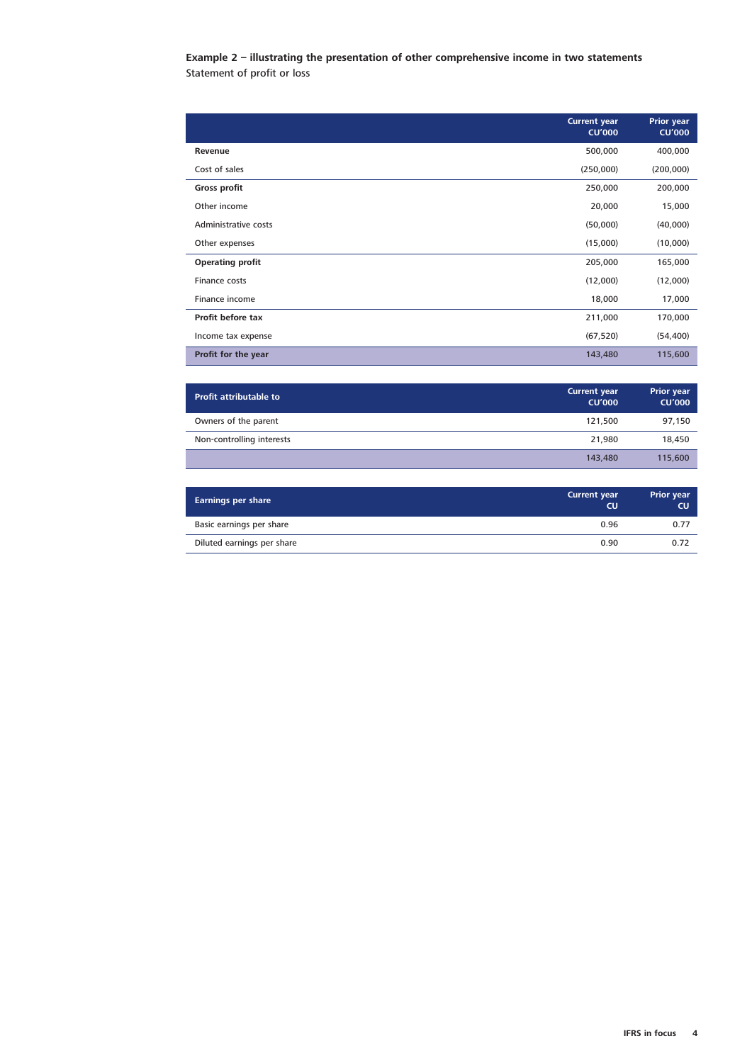**Example 2 – illustrating the presentation of other comprehensive income in two statements**

Statement of profit or loss

| | Current year CU'000 | Prior year CU'000 |
|---|---|---|
| **Revenue** | 500,000 | 400,000 |
| Cost of sales | (250,000) | (200,000) |
| **Gross profit** | 250,000 | 200,000 |
| Other income | 20,000 | 15,000 |
| Administrative costs | (50,000) | (40,000) |
| Other expenses | (15,000) | (10,000) |
| **Operating profit** | 205,000 | 165,000 |
| Finance costs | (12,000) | (12,000) |
| Finance income | 18,000 | 17,000 |
| **Profit before tax** | 211,000 | 170,000 |
| Income tax expense | (67,520) | (54,400) |
| **Profit for the year** | 143,480 | 115,600 |

| Profit attributable to | Current year CU'000 | Prior year CU'000 |
|---|---|---|
| Owners of the parent | 121,500 | 97,150 |
| Non-controlling interests | 21,980 | 18,450 |
| | 143,480 | 115,600 |

| Earnings per share | Current year CU | Prior year CU |
|---|---|---|
| Basic earnings per share | 0.96 | 0.77 |
| Diluted earnings per share | 0.90 | 0.72 |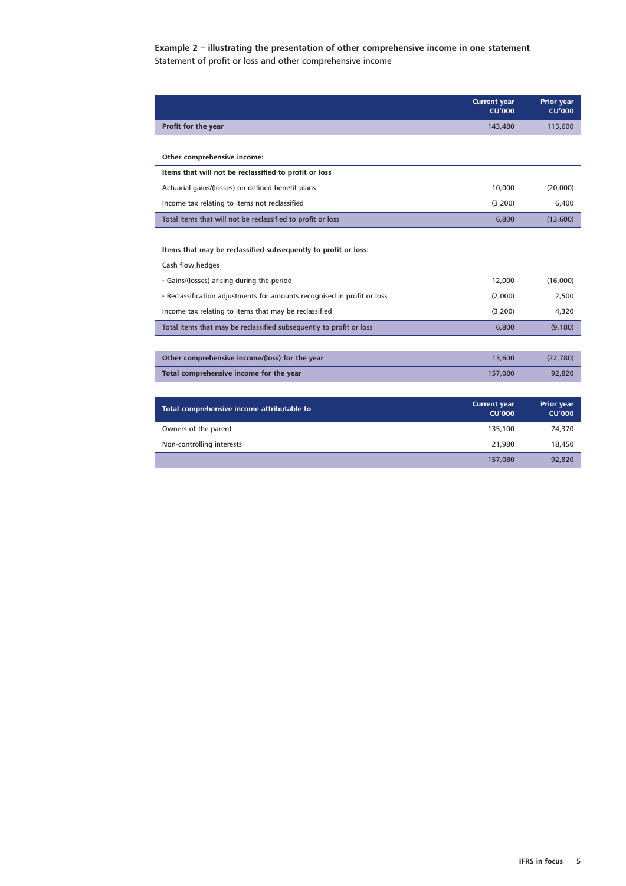**Example 2 – illustrating the presentation of other comprehensive income in one statement**

Statement of profit or loss and other comprehensive income

| | Current year CU'000 | Prior year CU'000 |
|---|---|---|
| **Profit for the year** | 143,480 | 115,600 |
| | | |
| **Other comprehensive income:** | | |
| **Items that will not be reclassified to profit or loss** | | |
| Actuarial gains/(losses) on defined benefit plans | 10,000 | (20,000) |
| Income tax relating to items not reclassified | (3,200) | 6,400 |
| Total items that will not be reclassified to profit or loss | 6,800 | (13,600) |
| | | |
| **Items that may be reclassified subsequently to profit or loss:** | | |
| Cash flow hedges | | |
| - Gains/(losses) arising during the period | 12,000 | (16,000) |
| - Reclassification adjustments for amounts recognised in profit or loss | (2,000) | 2,500 |
| Income tax relating to items that may be reclassified | (3,200) | 4,320 |
| Total items that may be reclassified subsequently to profit or loss | 6,800 | (9,180) |
| | | |
| **Other comprehensive income/(loss) for the year** | 13,600 | (22,780) |
| **Total comprehensive income for the year** | 157,080 | 92,820 |

| **Total comprehensive income attributable to** | Current year CU'000 | Prior year CU'000 |
|---|---|---|
| Owners of the parent | 135,100 | 74,370 |
| Non-controlling interests | 21,980 | 18,450 |
| | 157,080 | 92,820 |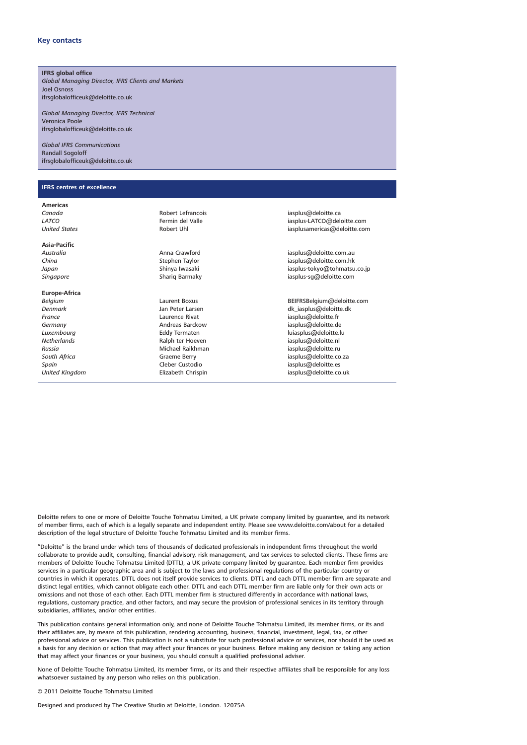## Key contacts

**IFRS global office**

*Global Managing Director, IFRS Clients and Markets*
Joel Osnoss
ifrsglobalofficeuk@deloitte.co.uk

*Global Managing Director, IFRS Technical*
Veronica Poole
ifrsglobalofficeuk@deloitte.co.uk

*Global IFRS Communications*
Randall Sogoloff
ifrsglobalofficeuk@deloitte.co.uk

**IFRS centres of excellence**

| | | |
|---|---|---|
| **Americas** | | |
| *Canada* | Robert Lefrancois | iasplus@deloitte.ca |
| *LATCO* | Fermin del Valle | iasplus-LATCO@deloitte.com |
| *United States* | Robert Uhl | iasplusamericas@deloitte.com |
| **Asia-Pacific** | | |
| *Australia* | Anna Crawford | iasplus@deloitte.com.au |
| *China* | Stephen Taylor | iasplus@deloitte.com.hk |
| *Japan* | Shinya Iwasaki | iasplus-tokyo@tohmatsu.co.jp |
| *Singapore* | Shariq Barmaky | iasplus-sg@deloitte.com |
| **Europe-Africa** | | |
| *Belgium* | Laurent Boxus | BEIFRSBelgium@deloitte.com |
| *Denmark* | Jan Peter Larsen | dk_iasplus@deloitte.dk |
| *France* | Laurence Rivat | iasplus@deloitte.fr |
| *Germany* | Andreas Barckow | iasplus@deloitte.de |
| *Luxembourg* | Eddy Termaten | luiasplus@deloitte.lu |
| *Netherlands* | Ralph ter Hoeven | iasplus@deloitte.nl |
| *Russia* | Michael Raikhman | iasplus@deloitte.ru |
| *South Africa* | Graeme Berry | iasplus@deloitte.co.za |
| *Spain* | Cleber Custodio | iasplus@deloitte.es |
| *United Kingdom* | Elizabeth Chrispin | iasplus@deloitte.co.uk |

Deloitte refers to one or more of Deloitte Touche Tohmatsu Limited, a UK private company limited by guarantee, and its network of member firms, each of which is a legally separate and independent entity. Please see www.deloitte.com/about for a detailed description of the legal structure of Deloitte Touche Tohmatsu Limited and its member firms.

"Deloitte" is the brand under which tens of thousands of dedicated professionals in independent firms throughout the world collaborate to provide audit, consulting, financial advisory, risk management, and tax services to selected clients. These firms are members of Deloitte Touche Tohmatsu Limited (DTTL), a UK private company limited by guarantee. Each member firm provides services in a particular geographic area and is subject to the laws and professional regulations of the particular country or countries in which it operates. DTTL does not itself provide services to clients. DTTL and each DTTL member firm are separate and distinct legal entities, which cannot obligate each other. DTTL and each DTTL member firm are liable only for their own acts or omissions and not those of each other. Each DTTL member firm is structured differently in accordance with national laws, regulations, customary practice, and other factors, and may secure the provision of professional services in its territory through subsidiaries, affiliates, and/or other entities.

This publication contains general information only, and none of Deloitte Touche Tohmatsu Limited, its member firms, or its and their affiliates are, by means of this publication, rendering accounting, business, financial, investment, legal, tax, or other professional advice or services. This publication is not a substitute for such professional advice or services, nor should it be used as a basis for any decision or action that may affect your finances or your business. Before making any decision or taking any action that may affect your finances or your business, you should consult a qualified professional adviser.

None of Deloitte Touche Tohmatsu Limited, its member firms, or its and their respective affiliates shall be responsible for any loss whatsoever sustained by any person who relies on this publication.

© 2011 Deloitte Touche Tohmatsu Limited

Designed and produced by The Creative Studio at Deloitte, London. 12075A